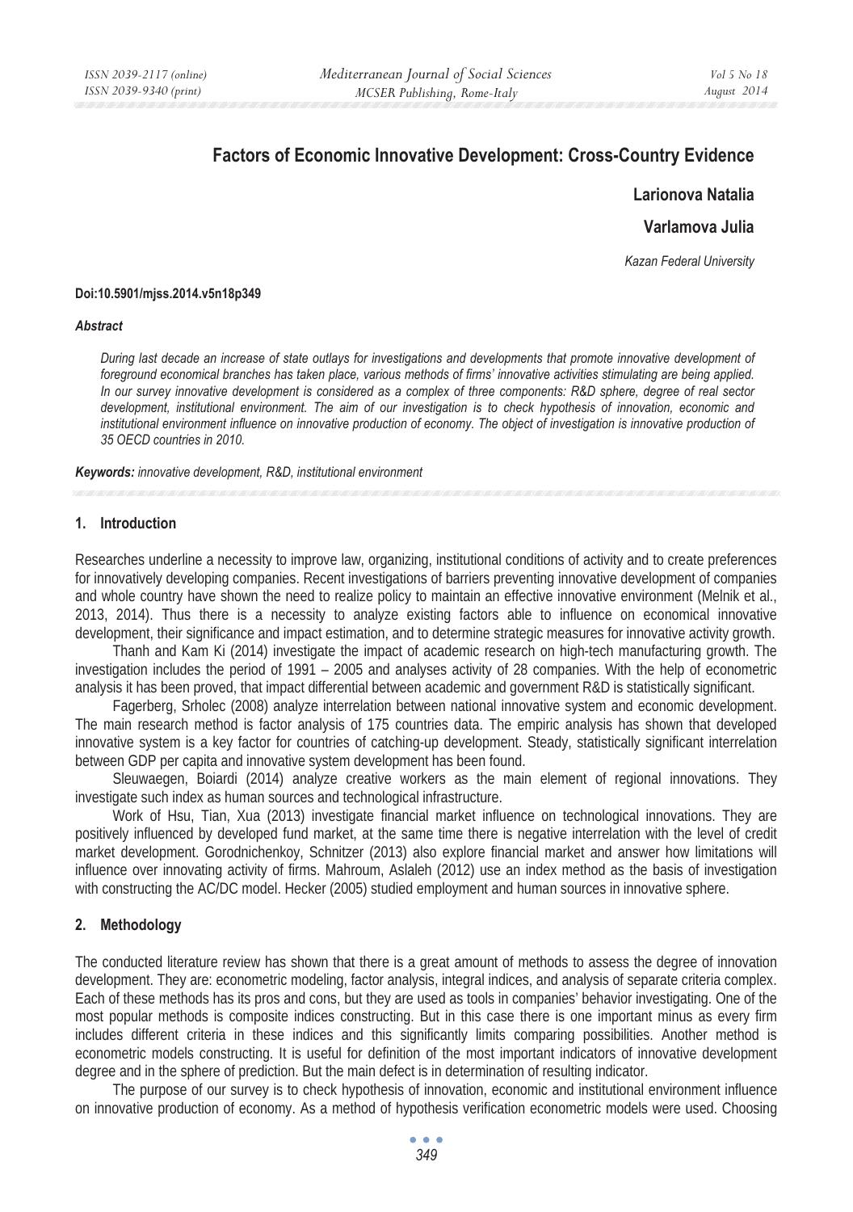# Factors of Economic Innovative Development: Cross-Country Evidence

**Larionova Natalia**

**Varlamova Julia**

*Kazan Federal University*

**Doi:10.5901/mjss.2014.v5n18p349**

***Abstract***

*During last decade an increase of state outlays for investigations and developments that promote innovative development of foreground economical branches has taken place, various methods of firms' innovative activities stimulating are being applied. In our survey innovative development is considered as a complex of three components: R&D sphere, degree of real sector development, institutional environment. The aim of our investigation is to check hypothesis of innovation, economic and institutional environment influence on innovative production of economy. The object of investigation is innovative production of 35 OECD countries in 2010.*

***Keywords:*** *innovative development, R&D, institutional environment*

## 1. Introduction

Researches underline a necessity to improve law, organizing, institutional conditions of activity and to create preferences for innovatively developing companies. Recent investigations of barriers preventing innovative development of companies and whole country have shown the need to realize policy to maintain an effective innovative environment (Melnik et al., 2013, 2014). Thus there is a necessity to analyze existing factors able to influence on economical innovative development, their significance and impact estimation, and to determine strategic measures for innovative activity growth.

Thanh and Kam Ki (2014) investigate the impact of academic research on high-tech manufacturing growth. The investigation includes the period of 1991 – 2005 and analyses activity of 28 companies. With the help of econometric analysis it has been proved, that impact differential between academic and government R&D is statistically significant.

Fagerberg, Srholec (2008) analyze interrelation between national innovative system and economic development. The main research method is factor analysis of 175 countries data. The empiric analysis has shown that developed innovative system is a key factor for countries of catching-up development. Steady, statistically significant interrelation between GDP per capita and innovative system development has been found.

Sleuwaegen, Boiardi (2014) analyze creative workers as the main element of regional innovations. They investigate such index as human sources and technological infrastructure.

Work of Hsu, Tian, Xua (2013) investigate financial market influence on technological innovations. They are positively influenced by developed fund market, at the same time there is negative interrelation with the level of credit market development. Gorodnichenkoy, Schnitzer (2013) also explore financial market and answer how limitations will influence over innovating activity of firms. Mahroum, Aslaleh (2012) use an index method as the basis of investigation with constructing the AC/DC model. Hecker (2005) studied employment and human sources in innovative sphere.

## 2. Methodology

The conducted literature review has shown that there is a great amount of methods to assess the degree of innovation development. They are: econometric modeling, factor analysis, integral indices, and analysis of separate criteria complex. Each of these methods has its pros and cons, but they are used as tools in companies' behavior investigating. One of the most popular methods is composite indices constructing. But in this case there is one important minus as every firm includes different criteria in these indices and this significantly limits comparing possibilities. Another method is econometric models constructing. It is useful for definition of the most important indicators of innovative development degree and in the sphere of prediction. But the main defect is in determination of resulting indicator.

The purpose of our survey is to check hypothesis of innovation, economic and institutional environment influence on innovative production of economy. As a method of hypothesis verification econometric models were used. Choosing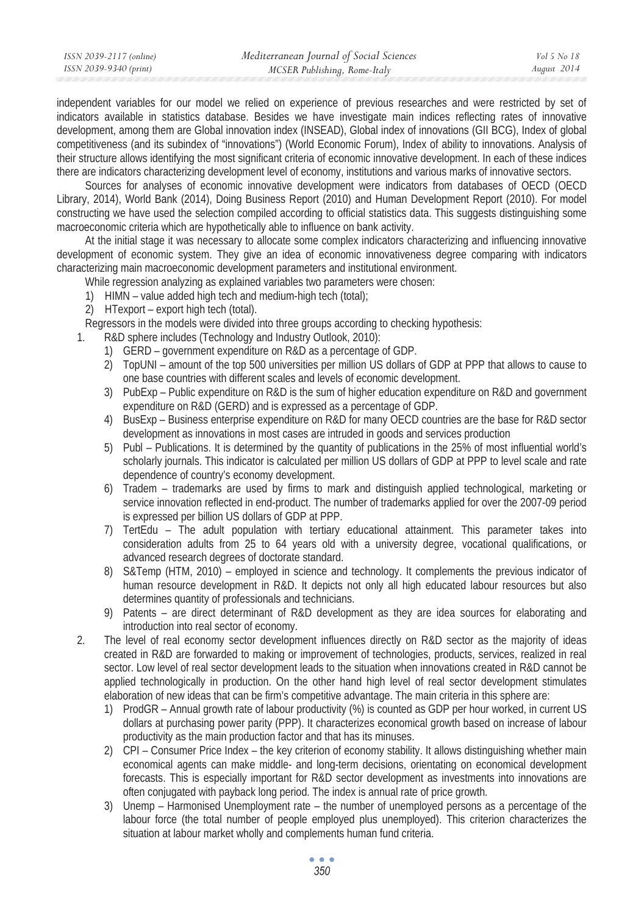independent variables for our model we relied on experience of previous researches and were restricted by set of indicators available in statistics database. Besides we have investigate main indices reflecting rates of innovative development, among them are Global innovation index (INSEAD), Global index of innovations (GII BCG), Index of global competitiveness (and its subindex of "innovations") (World Economic Forum), Index of ability to innovations. Analysis of their structure allows identifying the most significant criteria of economic innovative development. In each of these indices there are indicators characterizing development level of economy, institutions and various marks of innovative sectors.

Sources for analyses of economic innovative development were indicators from databases of OECD (OECD Library, 2014), World Bank (2014), Doing Business Report (2010) and Human Development Report (2010). For model constructing we have used the selection compiled according to official statistics data. This suggests distinguishing some macroeconomic criteria which are hypothetically able to influence on bank activity.

At the initial stage it was necessary to allocate some complex indicators characterizing and influencing innovative development of economic system. They give an idea of economic innovativeness degree comparing with indicators characterizing main macroeconomic development parameters and institutional environment.

While regression analyzing as explained variables two parameters were chosen:

1) HIMN – value added high tech and medium-high tech (total);
2) HTexport – export high tech (total).

Regressors in the models were divided into three groups according to checking hypothesis:

1. R&D sphere includes (Technology and Industry Outlook, 2010):
   1) GERD – government expenditure on R&D as a percentage of GDP.
   2) TopUNI – amount of the top 500 universities per million US dollars of GDP at PPP that allows to cause to one base countries with different scales and levels of economic development.
   3) PubExp – Public expenditure on R&D is the sum of higher education expenditure on R&D and government expenditure on R&D (GERD) and is expressed as a percentage of GDP.
   4) BusExp – Business enterprise expenditure on R&D for many OECD countries are the base for R&D sector development as innovations in most cases are intruded in goods and services production
   5) Publ – Publications. It is determined by the quantity of publications in the 25% of most influential world's scholarly journals. This indicator is calculated per million US dollars of GDP at PPP to level scale and rate dependence of country's economy development.
   6) Tradem – trademarks are used by firms to mark and distinguish applied technological, marketing or service innovation reflected in end-product. The number of trademarks applied for over the 2007-09 period is expressed per billion US dollars of GDP at PPP.
   7) TertEdu – The adult population with tertiary educational attainment. This parameter takes into consideration adults from 25 to 64 years old with a university degree, vocational qualifications, or advanced research degrees of doctorate standard.
   8) S&Temp (HTM, 2010) – employed in science and technology. It complements the previous indicator of human resource development in R&D. It depicts not only all high educated labour resources but also determines quantity of professionals and technicians.
   9) Patents – are direct determinant of R&D development as they are idea sources for elaborating and introduction into real sector of economy.
2. The level of real economy sector development influences directly on R&D sector as the majority of ideas created in R&D are forwarded to making or improvement of technologies, products, services, realized in real sector. Low level of real sector development leads to the situation when innovations created in R&D cannot be applied technologically in production. On the other hand high level of real sector development stimulates elaboration of new ideas that can be firm's competitive advantage. The main criteria in this sphere are:
   1) ProdGR – Annual growth rate of labour productivity (%) is counted as GDP per hour worked, in current US dollars at purchasing power parity (PPP). It characterizes economical growth based on increase of labour productivity as the main production factor and that has its minuses.
   2) CPI – Consumer Price Index – the key criterion of economy stability. It allows distinguishing whether main economical agents can make middle- and long-term decisions, orientating on economical development forecasts. This is especially important for R&D sector development as investments into innovations are often conjugated with payback long period. The index is annual rate of price growth.
   3) Unemp – Harmonised Unemployment rate – the number of unemployed persons as a percentage of the labour force (the total number of people employed plus unemployed). This criterion characterizes the situation at labour market wholly and complements human fund criteria.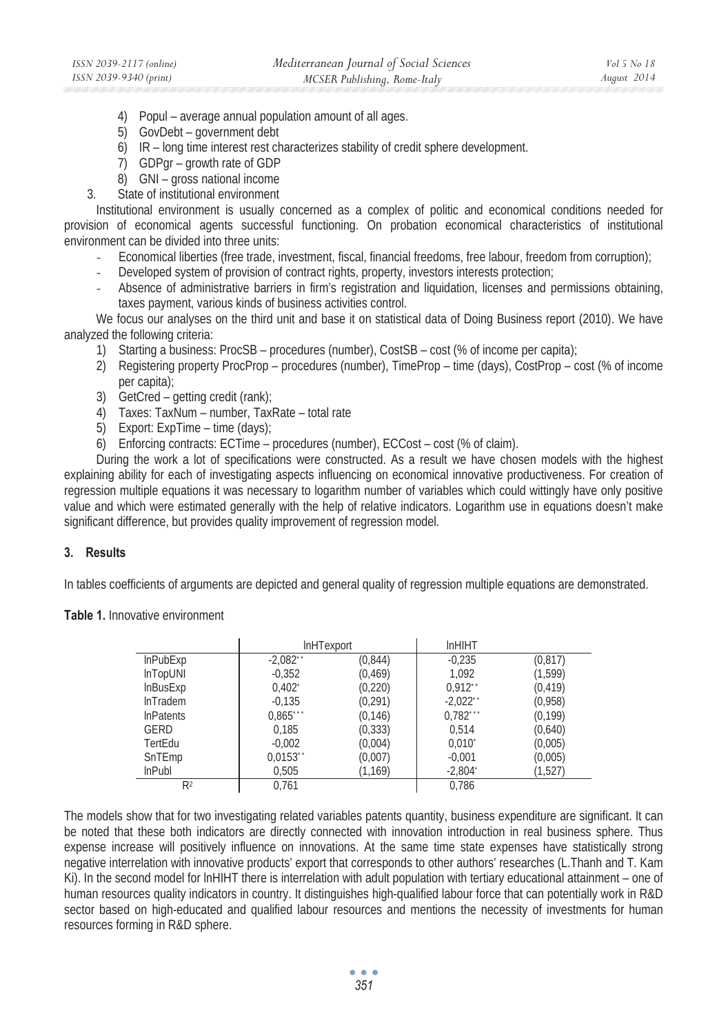4) Popul – average annual population amount of all ages.
5) GovDebt – government debt
6) IR – long time interest rest characterizes stability of credit sphere development.
7) GDPgr – growth rate of GDP
8) GNI – gross national income

3. State of institutional environment

Institutional environment is usually concerned as a complex of politic and economical conditions needed for provision of economical agents successful functioning. On probation economical characteristics of institutional environment can be divided into three units:

- Economical liberties (free trade, investment, fiscal, financial freedoms, free labour, freedom from corruption);
- Developed system of provision of contract rights, property, investors interests protection;
- Absence of administrative barriers in firm's registration and liquidation, licenses and permissions obtaining, taxes payment, various kinds of business activities control.

We focus our analyses on the third unit and base it on statistical data of Doing Business report (2010). We have analyzed the following criteria:

1) Starting a business: ProcSB – procedures (number), CostSB – cost (% of income per capita);
2) Registering property ProcProp – procedures (number), TimeProp – time (days), CostProp – cost (% of income per capita);
3) GetCred – getting credit (rank);
4) Taxes: TaxNum – number, TaxRate – total rate
5) Export: ExpTime – time (days);
6) Enforcing contracts: ECTime – procedures (number), ECCost – cost (% of claim).

During the work a lot of specifications were constructed. As a result we have chosen models with the highest explaining ability for each of investigating aspects influencing on economical innovative productiveness. For creation of regression multiple equations it was necessary to logarithm number of variables which could wittingly have only positive value and which were estimated generally with the help of relative indicators. Logarithm use in equations doesn't make significant difference, but provides quality improvement of regression model.

## 3. Results

In tables coefficients of arguments are depicted and general quality of regression multiple equations are demonstrated.

**Table 1.** Innovative environment

| | lnHTexport | | lnHIHT | |
|---|---|---|---|---|
| lnPubExp | -2,082** | (0,844) | -0,235 | (0,817) |
| lnTopUNI | -0,352 | (0,469) | 1,092 | (1,599) |
| lnBusExp | 0,402* | (0,220) | 0,912** | (0,419) |
| lnTradem | -0,135 | (0,291) | -2,022** | (0,958) |
| lnPatents | 0,865*** | (0,146) | 0,782*** | (0,199) |
| GERD | 0,185 | (0,333) | 0,514 | (0,640) |
| TertEdu | -0,002 | (0,004) | 0,010* | (0,005) |
| SnTEmp | 0,0153** | (0,007) | -0,001 | (0,005) |
| lnPubl | 0,505 | (1,169) | -2,804* | (1,527) |
| $R^2$ | 0,761 | | 0,786 | |

The models show that for two investigating related variables patents quantity, business expenditure are significant. It can be noted that these both indicators are directly connected with innovation introduction in real business sphere. Thus expense increase will positively influence on innovations. At the same time state expenses have statistically strong negative interrelation with innovative products' export that corresponds to other authors' researches (L.Thanh and T. Kam Ki). In the second model for lnHIHT there is interrelation with adult population with tertiary educational attainment – one of human resources quality indicators in country. It distinguishes high-qualified labour force that can potentially work in R&D sector based on high-educated and qualified labour resources and mentions the necessity of investments for human resources forming in R&D sphere.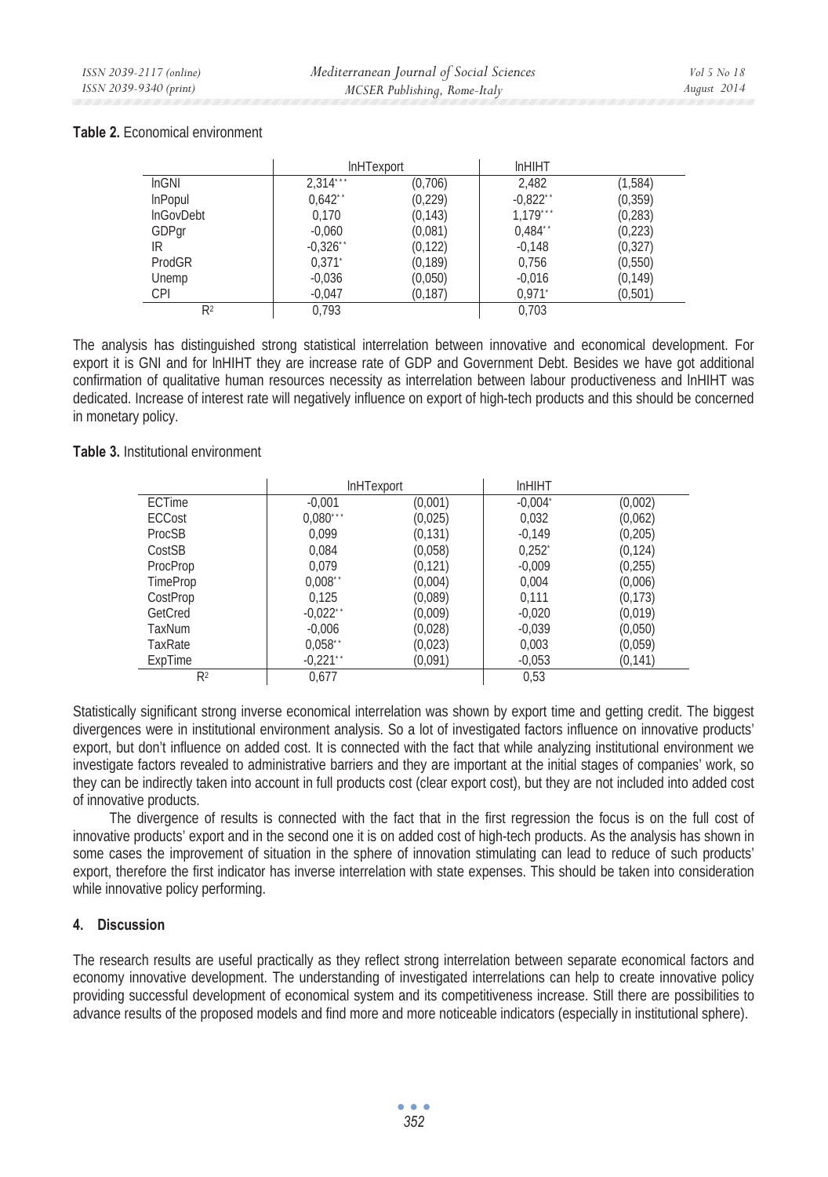**Table 2.** Economical environment

| | lnHTexport | | lnHIHT | |
|---|---|---|---|---|
| lnGNI | 2,314*** | (0,706) | 2,482 | (1,584) |
| lnPopul | 0,642** | (0,229) | -0,822** | (0,359) |
| lnGovDebt | 0,170 | (0,143) | 1,179*** | (0,283) |
| GDPgr | -0,060 | (0,081) | 0,484** | (0,223) |
| IR | -0,326** | (0,122) | -0,148 | (0,327) |
| ProdGR | 0,371* | (0,189) | 0,756 | (0,550) |
| Unemp | -0,036 | (0,050) | -0,016 | (0,149) |
| CPI | -0,047 | (0,187) | 0,971* | (0,501) |
| $R^2$ | 0,793 | | 0,703 | |

The analysis has distinguished strong statistical interrelation between innovative and economical development. For export it is GNI and for lnHIHT they are increase rate of GDP and Government Debt. Besides we have got additional confirmation of qualitative human resources necessity as interrelation between labour productiveness and lnHIHT was dedicated. Increase of interest rate will negatively influence on export of high-tech products and this should be concerned in monetary policy.

**Table 3.** Institutional environment

| | lnHTexport | | lnHIHT | |
|---|---|---|---|---|
| ECTime | -0,001 | (0,001) | -0,004* | (0,002) |
| ECCost | 0,080*** | (0,025) | 0,032 | (0,062) |
| ProcSB | 0,099 | (0,131) | -0,149 | (0,205) |
| CostSB | 0,084 | (0,058) | 0,252* | (0,124) |
| ProcProp | 0,079 | (0,121) | -0,009 | (0,255) |
| TimeProp | 0,008** | (0,004) | 0,004 | (0,006) |
| CostProp | 0,125 | (0,089) | 0,111 | (0,173) |
| GetCred | -0,022** | (0,009) | -0,020 | (0,019) |
| TaxNum | -0,006 | (0,028) | -0,039 | (0,050) |
| TaxRate | 0,058** | (0,023) | 0,003 | (0,059) |
| ExpTime | -0,221** | (0,091) | -0,053 | (0,141) |
| $R^2$ | 0,677 | | 0,53 | |

Statistically significant strong inverse economical interrelation was shown by export time and getting credit. The biggest divergences were in institutional environment analysis. So a lot of investigated factors influence on innovative products' export, but don't influence on added cost. It is connected with the fact that while analyzing institutional environment we investigate factors revealed to administrative barriers and they are important at the initial stages of companies' work, so they can be indirectly taken into account in full products cost (clear export cost), but they are not included into added cost of innovative products.

The divergence of results is connected with the fact that in the first regression the focus is on the full cost of innovative products' export and in the second one it is on added cost of high-tech products. As the analysis has shown in some cases the improvement of situation in the sphere of innovation stimulating can lead to reduce of such products' export, therefore the first indicator has inverse interrelation with state expenses. This should be taken into consideration while innovative policy performing.

## 4. Discussion

The research results are useful practically as they reflect strong interrelation between separate economical factors and economy innovative development. The understanding of investigated interrelations can help to create innovative policy providing successful development of economical system and its competitiveness increase. Still there are possibilities to advance results of the proposed models and find more and more noticeable indicators (especially in institutional sphere).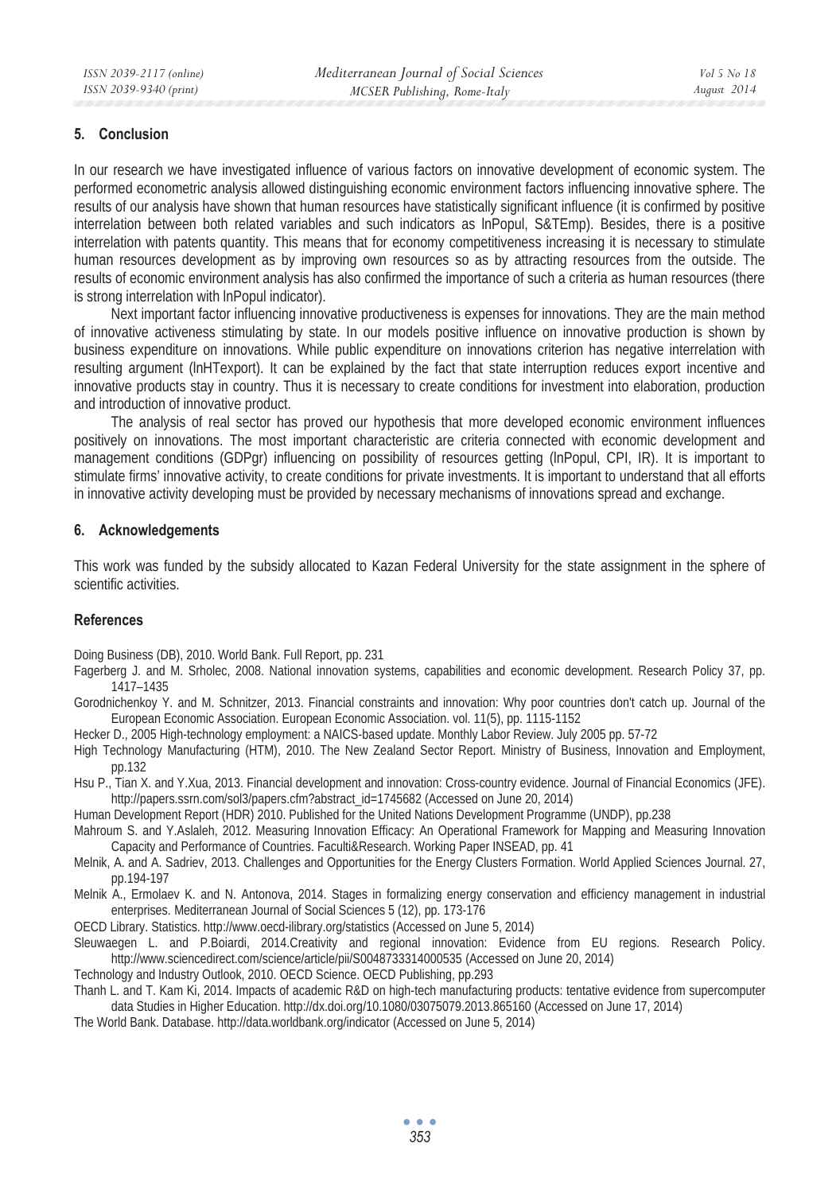## 5. Conclusion

In our research we have investigated influence of various factors on innovative development of economic system. The performed econometric analysis allowed distinguishing economic environment factors influencing innovative sphere. The results of our analysis have shown that human resources have statistically significant influence (it is confirmed by positive interrelation between both related variables and such indicators as lnPopul, S&TEmp). Besides, there is a positive interrelation with patents quantity. This means that for economy competitiveness increasing it is necessary to stimulate human resources development as by improving own resources so as by attracting resources from the outside. The results of economic environment analysis has also confirmed the importance of such a criteria as human resources (there is strong interrelation with lnPopul indicator).

Next important factor influencing innovative productiveness is expenses for innovations. They are the main method of innovative activeness stimulating by state. In our models positive influence on innovative production is shown by business expenditure on innovations. While public expenditure on innovations criterion has negative interrelation with resulting argument (lnHTexport). It can be explained by the fact that state interruption reduces export incentive and innovative products stay in country. Thus it is necessary to create conditions for investment into elaboration, production and introduction of innovative product.

The analysis of real sector has proved our hypothesis that more developed economic environment influences positively on innovations. The most important characteristic are criteria connected with economic development and management conditions (GDPgr) influencing on possibility of resources getting (lnPopul, CPI, IR). It is important to stimulate firms' innovative activity, to create conditions for private investments. It is important to understand that all efforts in innovative activity developing must be provided by necessary mechanisms of innovations spread and exchange.

## 6. Acknowledgements

This work was funded by the subsidy allocated to Kazan Federal University for the state assignment in the sphere of scientific activities.

## References

Doing Business (DB), 2010. World Bank. Full Report, pp. 231

Fagerberg J. and M. Srholec, 2008. National innovation systems, capabilities and economic development. Research Policy 37, pp. 1417–1435

Gorodnichenkoy Y. and M. Schnitzer, 2013. Financial constraints and innovation: Why poor countries don't catch up. Journal of the European Economic Association. European Economic Association. vol. 11(5), pp. 1115-1152

Hecker D., 2005 High-technology employment: a NAICS-based update. Monthly Labor Review. July 2005 pp. 57-72

High Technology Manufacturing (HTM), 2010. The New Zealand Sector Report. Ministry of Business, Innovation and Employment, pp.132

Hsu P., Tian X. and Y.Xua, 2013. Financial development and innovation: Cross-country evidence. Journal of Financial Economics (JFE). http://papers.ssrn.com/sol3/papers.cfm?abstract_id=1745682 (Accessed on June 20, 2014)

Human Development Report (HDR) 2010. Published for the United Nations Development Programme (UNDP), pp.238

Mahroum S. and Y.Aslaleh, 2012. Measuring Innovation Efficacy: An Operational Framework for Mapping and Measuring Innovation Capacity and Performance of Countries. Faculti&Research. Working Paper INSEAD, pp. 41

Melnik, A. and A. Sadriev, 2013. Challenges and Opportunities for the Energy Clusters Formation. World Applied Sciences Journal. 27, pp.194-197

Melnik A., Ermolaev K. and N. Antonova, 2014. Stages in formalizing energy conservation and efficiency management in industrial enterprises. Mediterranean Journal of Social Sciences 5 (12), pp. 173-176

OECD Library. Statistics. http://www.oecd-ilibrary.org/statistics (Accessed on June 5, 2014)

Sleuwaegen L. and P.Boiardi, 2014.Creativity and regional innovation: Evidence from EU regions. Research Policy. http://www.sciencedirect.com/science/article/pii/S0048733314000535 (Accessed on June 20, 2014)

Technology and Industry Outlook, 2010. OECD Science. OECD Publishing, pp.293

Thanh L. and T. Kam Ki, 2014. Impacts of academic R&D on high-tech manufacturing products: tentative evidence from supercomputer data Studies in Higher Education. http://dx.doi.org/10.1080/03075079.2013.865160 (Accessed on June 17, 2014)

The World Bank. Database. http://data.worldbank.org/indicator (Accessed on June 5, 2014)